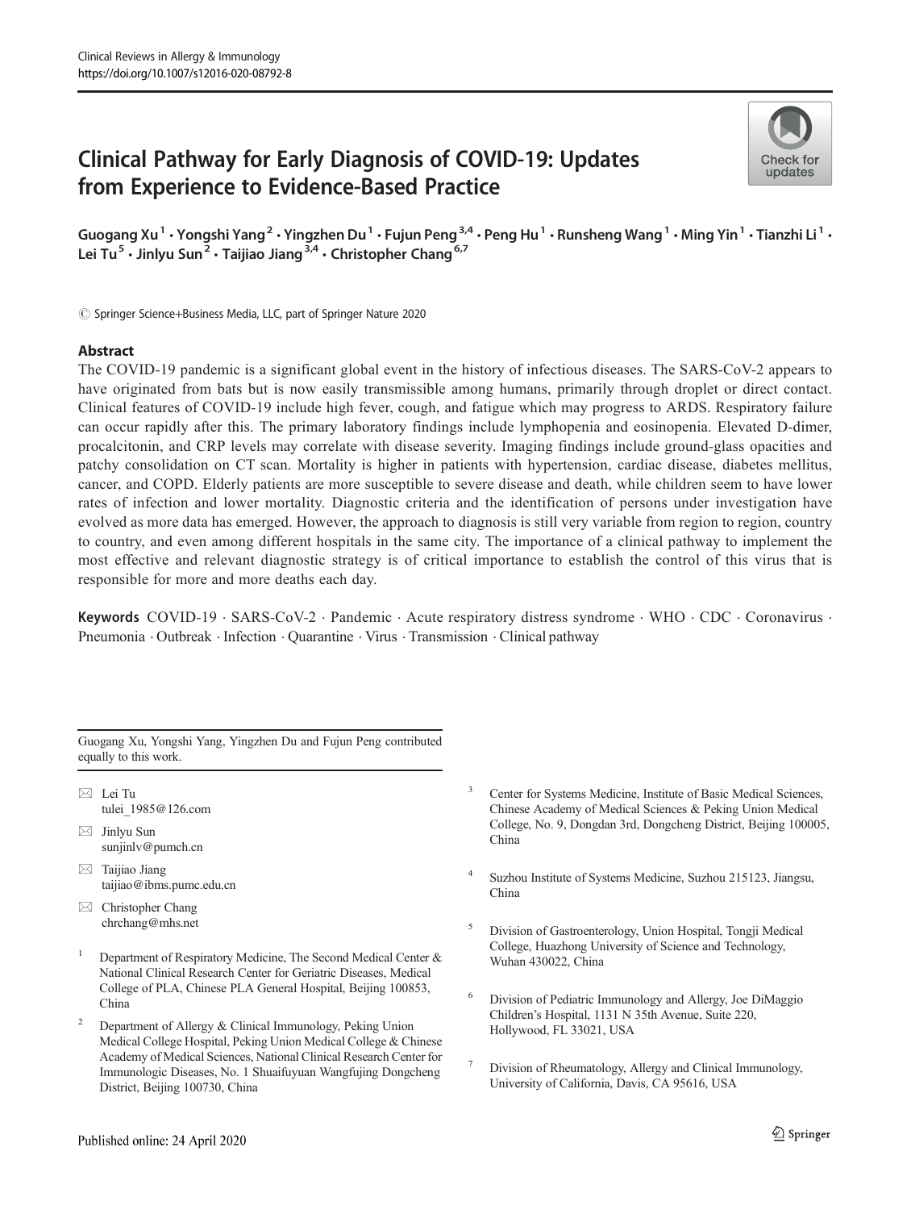Clinical Reviews in Allergy & Immunology
https://doi.org/10.1007/s12016-020-08792-8

# Clinical Pathway for Early Diagnosis of COVID-19: Updates from Experience to Evidence-Based Practice

Guogang Xu[1] · Yongshi Yang[2] · Yingzhen Du[1] · Fujun Peng[3,4] · Peng Hu[1] · Runsheng Wang[1] · Ming Yin[1] · Tianzhi Li[1] · Lei Tu[5] · Jinlyu Sun[2] · Taijiao Jiang[3,4] · Christopher Chang[6,7]

© Springer Science+Business Media, LLC, part of Springer Nature 2020

## Abstract

The COVID-19 pandemic is a significant global event in the history of infectious diseases. The SARS-CoV-2 appears to have originated from bats but is now easily transmissible among humans, primarily through droplet or direct contact. Clinical features of COVID-19 include high fever, cough, and fatigue which may progress to ARDS. Respiratory failure can occur rapidly after this. The primary laboratory findings include lymphopenia and eosinopenia. Elevated D-dimer, procalcitonin, and CRP levels may correlate with disease severity. Imaging findings include ground-glass opacities and patchy consolidation on CT scan. Mortality is higher in patients with hypertension, cardiac disease, diabetes mellitus, cancer, and COPD. Elderly patients are more susceptible to severe disease and death, while children seem to have lower rates of infection and lower mortality. Diagnostic criteria and the identification of persons under investigation have evolved as more data has emerged. However, the approach to diagnosis is still very variable from region to region, country to country, and even among different hospitals in the same city. The importance of a clinical pathway to implement the most effective and relevant diagnostic strategy is of critical importance to establish the control of this virus that is responsible for more and more deaths each day.

**Keywords** COVID-19 · SARS-CoV-2 · Pandemic · Acute respiratory distress syndrome · WHO · CDC · Coronavirus · Pneumonia · Outbreak · Infection · Quarantine · Virus · Transmission · Clinical pathway

---

Guogang Xu, Yongshi Yang, Yingzhen Du and Fujun Peng contributed equally to this work.

✉ Lei Tu
tulei_1985@126.com

✉ Jinlyu Sun
sunjinlv@pumch.cn

✉ Taijiao Jiang
taijiao@ibms.pumc.edu.cn

✉ Christopher Chang
chrchang@mhs.net

[1] Department of Respiratory Medicine, The Second Medical Center & National Clinical Research Center for Geriatric Diseases, Medical College of PLA, Chinese PLA General Hospital, Beijing 100853, China

[2] Department of Allergy & Clinical Immunology, Peking Union Medical College Hospital, Peking Union Medical College & Chinese Academy of Medical Sciences, National Clinical Research Center for Immunologic Diseases, No. 1 Shuaifuyuan Wangfujing Dongcheng District, Beijing 100730, China

[3] Center for Systems Medicine, Institute of Basic Medical Sciences, Chinese Academy of Medical Sciences & Peking Union Medical College, No. 9, Dongdan 3rd, Dongcheng District, Beijing 100005, China

[4] Suzhou Institute of Systems Medicine, Suzhou 215123, Jiangsu, China

[5] Division of Gastroenterology, Union Hospital, Tongji Medical College, Huazhong University of Science and Technology, Wuhan 430022, China

[6] Division of Pediatric Immunology and Allergy, Joe DiMaggio Children's Hospital, 1131 N 35th Avenue, Suite 220, Hollywood, FL 33021, USA

[7] Division of Rheumatology, Allergy and Clinical Immunology, University of California, Davis, CA 95616, USA

Published online: 24 April 2020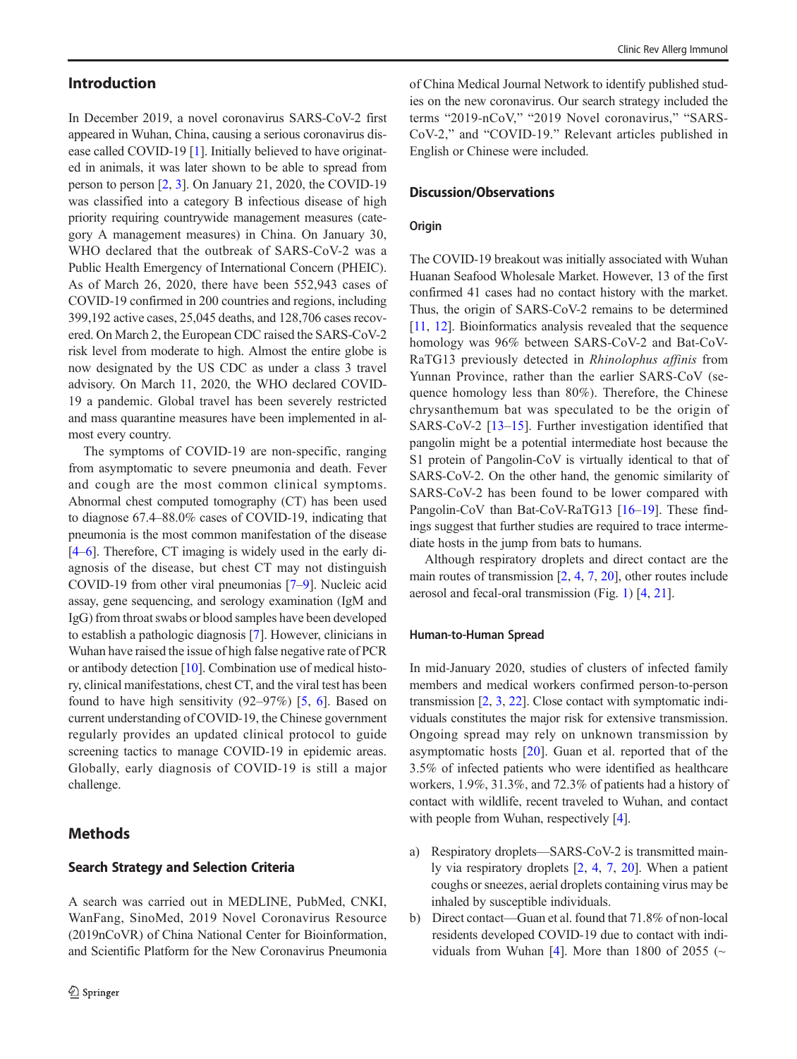## Introduction

In December 2019, a novel coronavirus SARS-CoV-2 first appeared in Wuhan, China, causing a serious coronavirus disease called COVID-19 [1]. Initially believed to have originated in animals, it was later shown to be able to spread from person to person [2, 3]. On January 21, 2020, the COVID-19 was classified into a category B infectious disease of high priority requiring countrywide management measures (category A management measures) in China. On January 30, WHO declared that the outbreak of SARS-CoV-2 was a Public Health Emergency of International Concern (PHEIC). As of March 26, 2020, there have been 552,943 cases of COVID-19 confirmed in 200 countries and regions, including 399,192 active cases, 25,045 deaths, and 128,706 cases recovered. On March 2, the European CDC raised the SARS-CoV-2 risk level from moderate to high. Almost the entire globe is now designated by the US CDC as under a class 3 travel advisory. On March 11, 2020, the WHO declared COVID-19 a pandemic. Global travel has been severely restricted and mass quarantine measures have been implemented in almost every country.

The symptoms of COVID-19 are non-specific, ranging from asymptomatic to severe pneumonia and death. Fever and cough are the most common clinical symptoms. Abnormal chest computed tomography (CT) has been used to diagnose 67.4–88.0% cases of COVID-19, indicating that pneumonia is the most common manifestation of the disease [4–6]. Therefore, CT imaging is widely used in the early diagnosis of the disease, but chest CT may not distinguish COVID-19 from other viral pneumonias [7–9]. Nucleic acid assay, gene sequencing, and serology examination (IgM and IgG) from throat swabs or blood samples have been developed to establish a pathologic diagnosis [7]. However, clinicians in Wuhan have raised the issue of high false negative rate of PCR or antibody detection [10]. Combination use of medical history, clinical manifestations, chest CT, and the viral test has been found to have high sensitivity (92–97%) [5, 6]. Based on current understanding of COVID-19, the Chinese government regularly provides an updated clinical protocol to guide screening tactics to manage COVID-19 in epidemic areas. Globally, early diagnosis of COVID-19 is still a major challenge.

## Methods

### Search Strategy and Selection Criteria

A search was carried out in MEDLINE, PubMed, CNKI, WanFang, SinoMed, 2019 Novel Coronavirus Resource (2019nCoVR) of China National Center for Bioinformation, and Scientific Platform for the New Coronavirus Pneumonia of China Medical Journal Network to identify published studies on the new coronavirus. Our search strategy included the terms "2019-nCoV," "2019 Novel coronavirus," "SARS-CoV-2," and "COVID-19." Relevant articles published in English or Chinese were included.

## Discussion/Observations

### Origin

The COVID-19 breakout was initially associated with Wuhan Huanan Seafood Wholesale Market. However, 13 of the first confirmed 41 cases had no contact history with the market. Thus, the origin of SARS-CoV-2 remains to be determined [11, 12]. Bioinformatics analysis revealed that the sequence homology was 96% between SARS-CoV-2 and Bat-CoV-RaTG13 previously detected in *Rhinolophus affinis* from Yunnan Province, rather than the earlier SARS-CoV (sequence homology less than 80%). Therefore, the Chinese chrysanthemum bat was speculated to be the origin of SARS-CoV-2 [13–15]. Further investigation identified that pangolin might be a potential intermediate host because the S1 protein of Pangolin-CoV is virtually identical to that of SARS-CoV-2. On the other hand, the genomic similarity of SARS-CoV-2 has been found to be lower compared with Pangolin-CoV than Bat-CoV-RaTG13 [16–19]. These findings suggest that further studies are required to trace intermediate hosts in the jump from bats to humans.

Although respiratory droplets and direct contact are the main routes of transmission [2, 4, 7, 20], other routes include aerosol and fecal-oral transmission (Fig. 1) [4, 21].

### Human-to-Human Spread

In mid-January 2020, studies of clusters of infected family members and medical workers confirmed person-to-person transmission [2, 3, 22]. Close contact with symptomatic individuals constitutes the major risk for extensive transmission. Ongoing spread may rely on unknown transmission by asymptomatic hosts [20]. Guan et al. reported that of the 3.5% of infected patients who were identified as healthcare workers, 1.9%, 31.3%, and 72.3% of patients had a history of contact with wildlife, recent traveled to Wuhan, and contact with people from Wuhan, respectively [4].

a) Respiratory droplets—SARS-CoV-2 is transmitted mainly via respiratory droplets [2, 4, 7, 20]. When a patient coughs or sneezes, aerial droplets containing virus may be inhaled by susceptible individuals.
b) Direct contact—Guan et al. found that 71.8% of non-local residents developed COVID-19 due to contact with individuals from Wuhan [4]. More than 1800 of 2055 (~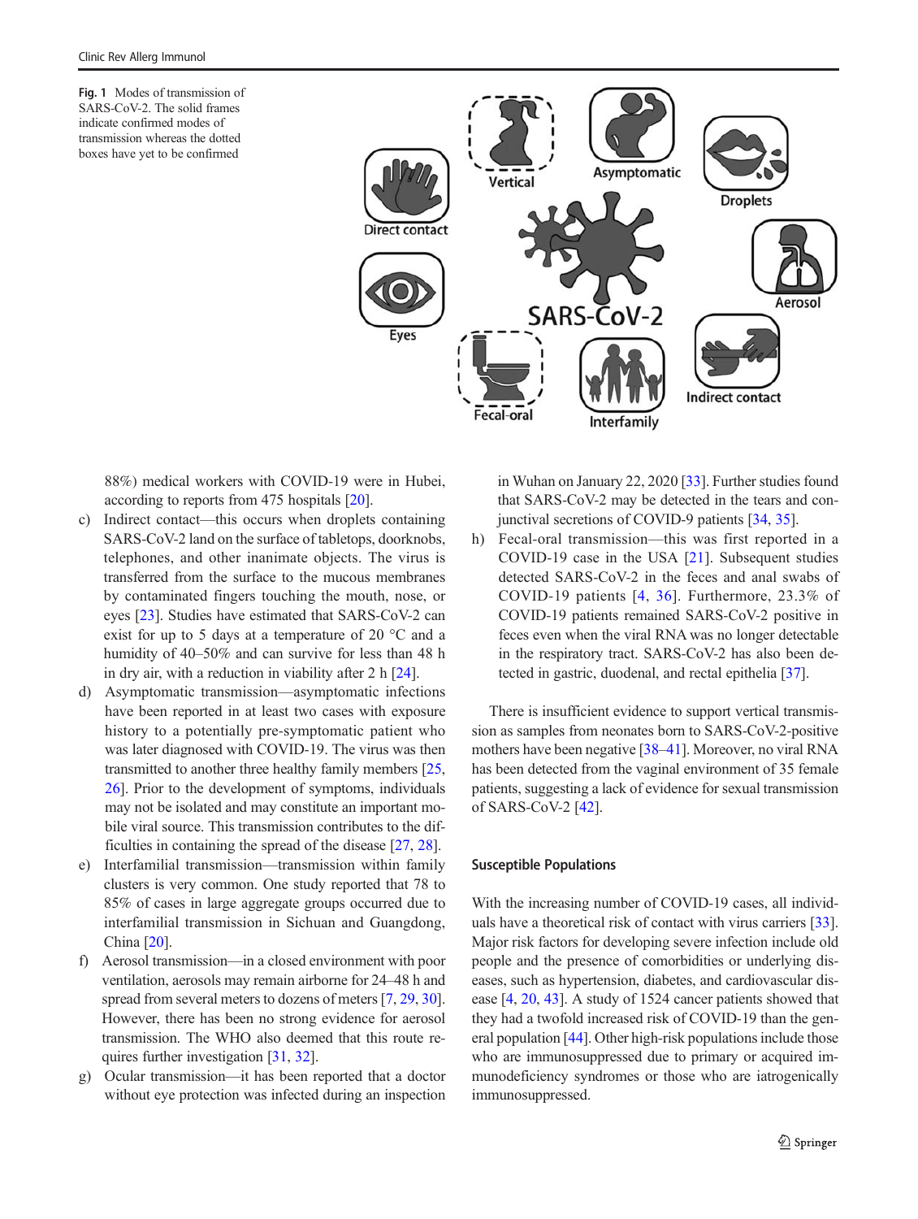Fig. 1 Modes of transmission of SARS-CoV-2. The solid frames indicate confirmed modes of transmission whereas the dotted boxes have yet to be confirmed

88%) medical workers with COVID-19 were in Hubei, according to reports from 475 hospitals [20].

c) Indirect contact—this occurs when droplets containing SARS-CoV-2 land on the surface of tabletops, doorknobs, telephones, and other inanimate objects. The virus is transferred from the surface to the mucous membranes by contaminated fingers touching the mouth, nose, or eyes [23]. Studies have estimated that SARS-CoV-2 can exist for up to 5 days at a temperature of 20 °C and a humidity of 40–50% and can survive for less than 48 h in dry air, with a reduction in viability after 2 h [24].
d) Asymptomatic transmission—asymptomatic infections have been reported in at least two cases with exposure history to a potentially pre-symptomatic patient who was later diagnosed with COVID-19. The virus was then transmitted to another three healthy family members [25, 26]. Prior to the development of symptoms, individuals may not be isolated and may constitute an important mobile viral source. This transmission contributes to the difficulties in containing the spread of the disease [27, 28].
e) Interfamilial transmission—transmission within family clusters is very common. One study reported that 78 to 85% of cases in large aggregate groups occurred due to interfamilial transmission in Sichuan and Guangdong, China [20].
f) Aerosol transmission—in a closed environment with poor ventilation, aerosols may remain airborne for 24–48 h and spread from several meters to dozens of meters [7, 29, 30]. However, there has been no strong evidence for aerosol transmission. The WHO also deemed that this route requires further investigation [31, 32].
g) Ocular transmission—it has been reported that a doctor without eye protection was infected during an inspection in Wuhan on January 22, 2020 [33]. Further studies found that SARS-CoV-2 may be detected in the tears and conjunctival secretions of COVID-9 patients [34, 35].
h) Fecal-oral transmission—this was first reported in a COVID-19 case in the USA [21]. Subsequent studies detected SARS-CoV-2 in the feces and anal swabs of COVID-19 patients [4, 36]. Furthermore, 23.3% of COVID-19 patients remained SARS-CoV-2 positive in feces even when the viral RNA was no longer detectable in the respiratory tract. SARS-CoV-2 has also been detected in gastric, duodenal, and rectal epithelia [37].

There is insufficient evidence to support vertical transmission as samples from neonates born to SARS-CoV-2-positive mothers have been negative [38–41]. Moreover, no viral RNA has been detected from the vaginal environment of 35 female patients, suggesting a lack of evidence for sexual transmission of SARS-CoV-2 [42].

## Susceptible Populations

With the increasing number of COVID-19 cases, all individuals have a theoretical risk of contact with virus carriers [33]. Major risk factors for developing severe infection include old people and the presence of comorbidities or underlying diseases, such as hypertension, diabetes, and cardiovascular disease [4, 20, 43]. A study of 1524 cancer patients showed that they had a twofold increased risk of COVID-19 than the general population [44]. Other high-risk populations include those who are immunosuppressed due to primary or acquired immunodeficiency syndromes or those who are iatrogenically immunosuppressed.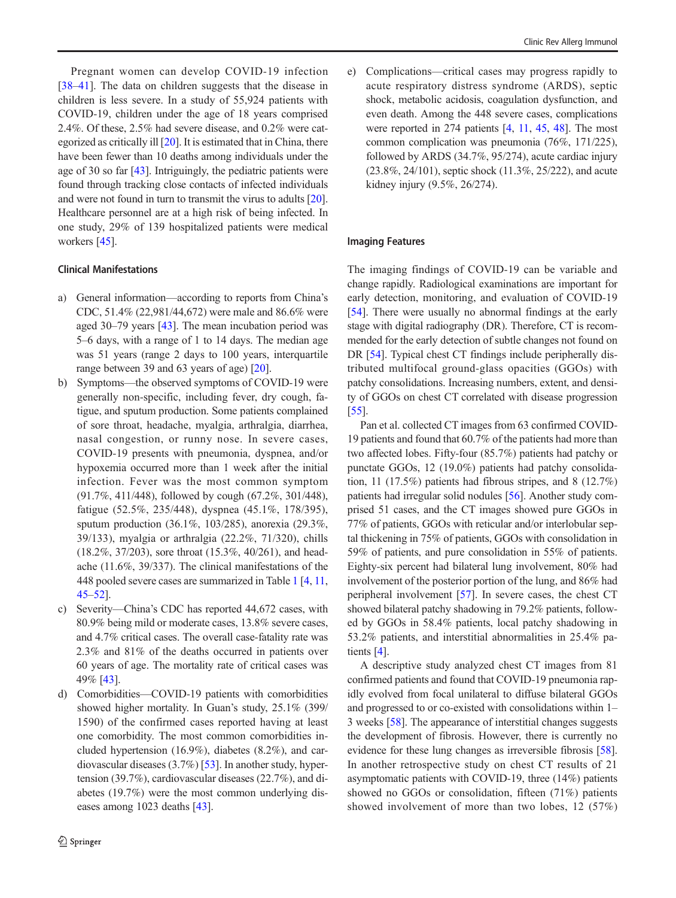Pregnant women can develop COVID-19 infection [38–41]. The data on children suggests that the disease in children is less severe. In a study of 55,924 patients with COVID-19, children under the age of 18 years comprised 2.4%. Of these, 2.5% had severe disease, and 0.2% were categorized as critically ill [20]. It is estimated that in China, there have been fewer than 10 deaths among individuals under the age of 30 so far [43]. Intriguingly, the pediatric patients were found through tracking close contacts of infected individuals and were not found in turn to transmit the virus to adults [20]. Healthcare personnel are at a high risk of being infected. In one study, 29% of 139 hospitalized patients were medical workers [45].

### Clinical Manifestations

a) General information—according to reports from China's CDC, 51.4% (22,981/44,672) were male and 86.6% were aged 30–79 years [43]. The mean incubation period was 5–6 days, with a range of 1 to 14 days. The median age was 51 years (range 2 days to 100 years, interquartile range between 39 and 63 years of age) [20].
b) Symptoms—the observed symptoms of COVID-19 were generally non-specific, including fever, dry cough, fatigue, and sputum production. Some patients complained of sore throat, headache, myalgia, arthralgia, diarrhea, nasal congestion, or runny nose. In severe cases, COVID-19 presents with pneumonia, dyspnea, and/or hypoxemia occurred more than 1 week after the initial infection. Fever was the most common symptom (91.7%, 411/448), followed by cough (67.2%, 301/448), fatigue (52.5%, 235/448), dyspnea (45.1%, 178/395), sputum production (36.1%, 103/285), anorexia (29.3%, 39/133), myalgia or arthralgia (22.2%, 71/320), chills (18.2%, 37/203), sore throat (15.3%, 40/261), and headache (11.6%, 39/337). The clinical manifestations of the 448 pooled severe cases are summarized in Table 1 [4, 11, 45–52].
c) Severity—China's CDC has reported 44,672 cases, with 80.9% being mild or moderate cases, 13.8% severe cases, and 4.7% critical cases. The overall case-fatality rate was 2.3% and 81% of the deaths occurred in patients over 60 years of age. The mortality rate of critical cases was 49% [43].
d) Comorbidities—COVID-19 patients with comorbidities showed higher mortality. In Guan's study, 25.1% (399/1590) of the confirmed cases reported having at least one comorbidity. The most common comorbidities included hypertension (16.9%), diabetes (8.2%), and cardiovascular diseases (3.7%) [53]. In another study, hypertension (39.7%), cardiovascular diseases (22.7%), and diabetes (19.7%) were the most common underlying diseases among 1023 deaths [43].
e) Complications—critical cases may progress rapidly to acute respiratory distress syndrome (ARDS), septic shock, metabolic acidosis, coagulation dysfunction, and even death. Among the 448 severe cases, complications were reported in 274 patients [4, 11, 45, 48]. The most common complication was pneumonia (76%, 171/225), followed by ARDS (34.7%, 95/274), acute cardiac injury (23.8%, 24/101), septic shock (11.3%, 25/222), and acute kidney injury (9.5%, 26/274).

### Imaging Features

The imaging findings of COVID-19 can be variable and change rapidly. Radiological examinations are important for early detection, monitoring, and evaluation of COVID-19 [54]. There were usually no abnormal findings at the early stage with digital radiography (DR). Therefore, CT is recommended for the early detection of subtle changes not found on DR [54]. Typical chest CT findings include peripherally distributed multifocal ground-glass opacities (GGOs) with patchy consolidations. Increasing numbers, extent, and density of GGOs on chest CT correlated with disease progression [55].

Pan et al. collected CT images from 63 confirmed COVID-19 patients and found that 60.7% of the patients had more than two affected lobes. Fifty-four (85.7%) patients had patchy or punctate GGOs, 12 (19.0%) patients had patchy consolidation, 11 (17.5%) patients had fibrous stripes, and 8 (12.7%) patients had irregular solid nodules [56]. Another study comprised 51 cases, and the CT images showed pure GGOs in 77% of patients, GGOs with reticular and/or interlobular septal thickening in 75% of patients, GGOs with consolidation in 59% of patients, and pure consolidation in 55% of patients. Eighty-six percent had bilateral lung involvement, 80% had involvement of the posterior portion of the lung, and 86% had peripheral involvement [57]. In severe cases, the chest CT showed bilateral patchy shadowing in 79.2% patients, followed by GGOs in 58.4% patients, local patchy shadowing in 53.2% patients, and interstitial abnormalities in 25.4% patients [4].

A descriptive study analyzed chest CT images from 81 confirmed patients and found that COVID-19 pneumonia rapidly evolved from focal unilateral to diffuse bilateral GGOs and progressed to or co-existed with consolidations within 1–3 weeks [58]. The appearance of interstitial changes suggests the development of fibrosis. However, there is currently no evidence for these lung changes as irreversible fibrosis [58]. In another retrospective study on chest CT results of 21 asymptomatic patients with COVID-19, three (14%) patients showed no GGOs or consolidation, fifteen (71%) patients showed involvement of more than two lobes, 12 (57%)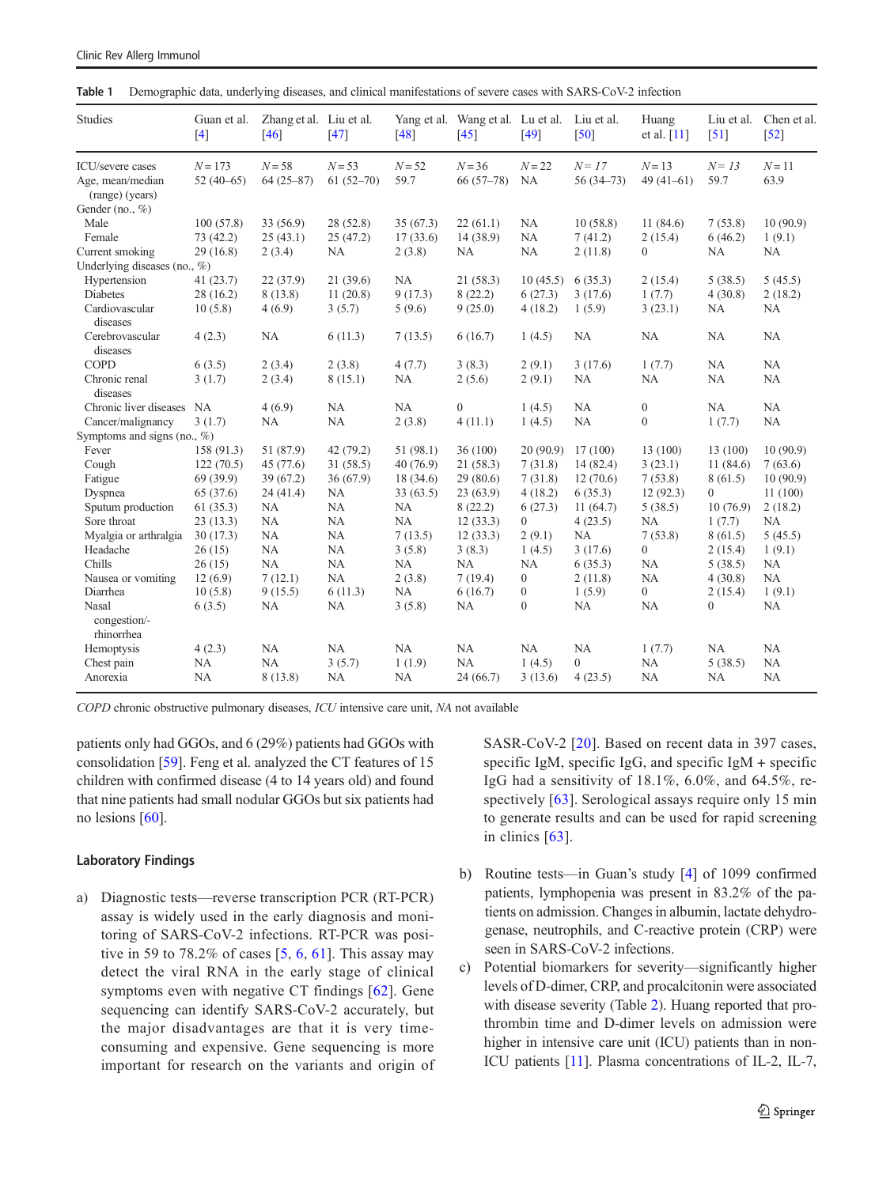Table 1 Demographic data, underlying diseases, and clinical manifestations of severe cases with SARS-CoV-2 infection

| Studies | Guan et al. [4] | Zhang et al. [46] | Liu et al. [47] | Yang et al. [48] | Wang et al. [45] | Lu et al. [49] | Liu et al. [50] | Huang et al. [11] | Liu et al. [51] | Chen et al. [52] |
|---|---|---|---|---|---|---|---|---|---|---|
| ICU/severe cases | N = 173 | N = 58 | N = 53 | N = 52 | N = 36 | N = 22 | N = 17 | N = 13 | N = 13 | N = 11 |
| Age, mean/median (range) (years) | 52 (40–65) | 64 (25–87) | 61 (52–70) | 59.7 | 66 (57–78) | NA | 56 (34–73) | 49 (41–61) | 59.7 | 63.9 |
| Gender (no., %) | | | | | | | | | | |
| Male | 100 (57.8) | 33 (56.9) | 28 (52.8) | 35 (67.3) | 22 (61.1) | NA | 10 (58.8) | 11 (84.6) | 7 (53.8) | 10 (90.9) |
| Female | 73 (42.2) | 25 (43.1) | 25 (47.2) | 17 (33.6) | 14 (38.9) | NA | 7 (41.2) | 2 (15.4) | 6 (46.2) | 1 (9.1) |
| Current smoking | 29 (16.8) | 2 (3.4) | NA | 2 (3.8) | NA | NA | 2 (11.8) | 0 | NA | NA |
| Underlying diseases (no., %) | | | | | | | | | | |
| Hypertension | 41 (23.7) | 22 (37.9) | 21 (39.6) | NA | 21 (58.3) | 10 (45.5) | 6 (35.3) | 2 (15.4) | 5 (38.5) | 5 (45.5) |
| Diabetes | 28 (16.2) | 8 (13.8) | 11 (20.8) | 9 (17.3) | 8 (22.2) | 6 (27.3) | 3 (17.6) | 1 (7.7) | 4 (30.8) | 2 (18.2) |
| Cardiovascular diseases | 10 (5.8) | 4 (6.9) | 3 (5.7) | 5 (9.6) | 9 (25.0) | 4 (18.2) | 1 (5.9) | 3 (23.1) | NA | NA |
| Cerebrovascular diseases | 4 (2.3) | NA | 6 (11.3) | 7 (13.5) | 6 (16.7) | 1 (4.5) | NA | NA | NA | NA |
| COPD | 6 (3.5) | 2 (3.4) | 2 (3.8) | 4 (7.7) | 3 (8.3) | 2 (9.1) | 3 (17.6) | 1 (7.7) | NA | NA |
| Chronic renal diseases | 3 (1.7) | 2 (3.4) | 8 (15.1) | NA | 2 (5.6) | 2 (9.1) | NA | NA | NA | NA |
| Chronic liver diseases | NA | 4 (6.9) | NA | NA | 0 | 1 (4.5) | NA | 0 | NA | NA |
| Cancer/malignancy | 3 (1.7) | NA | NA | 2 (3.8) | 4 (11.1) | 1 (4.5) | NA | 0 | 1 (7.7) | NA |
| Symptoms and signs (no., %) | | | | | | | | | | |
| Fever | 158 (91.3) | 51 (87.9) | 42 (79.2) | 51 (98.1) | 36 (100) | 20 (90.9) | 17 (100) | 13 (100) | 13 (100) | 10 (90.9) |
| Cough | 122 (70.5) | 45 (77.6) | 31 (58.5) | 40 (76.9) | 21 (58.3) | 7 (31.8) | 14 (82.4) | 3 (23.1) | 11 (84.6) | 7 (63.6) |
| Fatigue | 69 (39.9) | 39 (67.2) | 36 (67.9) | 18 (34.6) | 29 (80.6) | 7 (31.8) | 12 (70.6) | 7 (53.8) | 8 (61.5) | 10 (90.9) |
| Dyspnea | 65 (37.6) | 24 (41.4) | NA | 33 (63.5) | 23 (63.9) | 4 (18.2) | 6 (35.3) | 12 (92.3) | 0 | 11 (100) |
| Sputum production | 61 (35.3) | NA | NA | NA | 8 (22.2) | 6 (27.3) | 11 (64.7) | 5 (38.5) | 10 (76.9) | 2 (18.2) |
| Sore throat | 23 (13.3) | NA | NA | NA | 12 (33.3) | 0 | 4 (23.5) | NA | 1 (7.7) | NA |
| Myalgia or arthralgia | 30 (17.3) | NA | NA | 7 (13.5) | 12 (33.3) | 2 (9.1) | NA | 7 (53.8) | 8 (61.5) | 5 (45.5) |
| Headache | 26 (15) | NA | NA | 3 (5.8) | 3 (8.3) | 1 (4.5) | 3 (17.6) | 0 | 2 (15.4) | 1 (9.1) |
| Chills | 26 (15) | NA | NA | NA | NA | NA | 6 (35.3) | NA | 5 (38.5) | NA |
| Nausea or vomiting | 12 (6.9) | 7 (12.1) | NA | 2 (3.8) | 7 (19.4) | 0 | 2 (11.8) | NA | 4 (30.8) | NA |
| Diarrhea | 10 (5.8) | 9 (15.5) | 6 (11.3) | NA | 6 (16.7) | 0 | 1 (5.9) | 0 | 2 (15.4) | 1 (9.1) |
| Nasal congestion/-rhinorrhea | 6 (3.5) | NA | NA | 3 (5.8) | NA | 0 | NA | NA | 0 | NA |
| Hemoptysis | 4 (2.3) | NA | NA | NA | NA | NA | NA | 1 (7.7) | NA | NA |
| Chest pain | NA | NA | 3 (5.7) | 1 (1.9) | NA | 1 (4.5) | 0 | NA | 5 (38.5) | NA |
| Anorexia | NA | 8 (13.8) | NA | NA | 24 (66.7) | 3 (13.6) | 4 (23.5) | NA | NA | NA |

*COPD* chronic obstructive pulmonary diseases, *ICU* intensive care unit, *NA* not available

patients only had GGOs, and 6 (29%) patients had GGOs with consolidation [59]. Feng et al. analyzed the CT features of 15 children with confirmed disease (4 to 14 years old) and found that nine patients had small nodular GGOs but six patients had no lesions [60].

### Laboratory Findings

a) Diagnostic tests—reverse transcription PCR (RT-PCR) assay is widely used in the early diagnosis and monitoring of SARS-CoV-2 infections. RT-PCR was positive in 59 to 78.2% of cases [5, 6, 61]. This assay may detect the viral RNA in the early stage of clinical symptoms even with negative CT findings [62]. Gene sequencing can identify SARS-CoV-2 accurately, but the major disadvantages are that it is very time-consuming and expensive. Gene sequencing is more important for research on the variants and origin of SASR-CoV-2 [20]. Based on recent data in 397 cases, specific IgM, specific IgG, and specific IgM + specific IgG had a sensitivity of 18.1%, 6.0%, and 64.5%, respectively [63]. Serological assays require only 15 min to generate results and can be used for rapid screening in clinics [63].

b) Routine tests—in Guan's study [4] of 1099 confirmed patients, lymphopenia was present in 83.2% of the patients on admission. Changes in albumin, lactate dehydrogenase, neutrophils, and C-reactive protein (CRP) were seen in SARS-CoV-2 infections.

c) Potential biomarkers for severity—significantly higher levels of D-dimer, CRP, and procalcitonin were associated with disease severity (Table 2). Huang reported that prothrombin time and D-dimer levels on admission were higher in intensive care unit (ICU) patients than in non-ICU patients [11]. Plasma concentrations of IL-2, IL-7,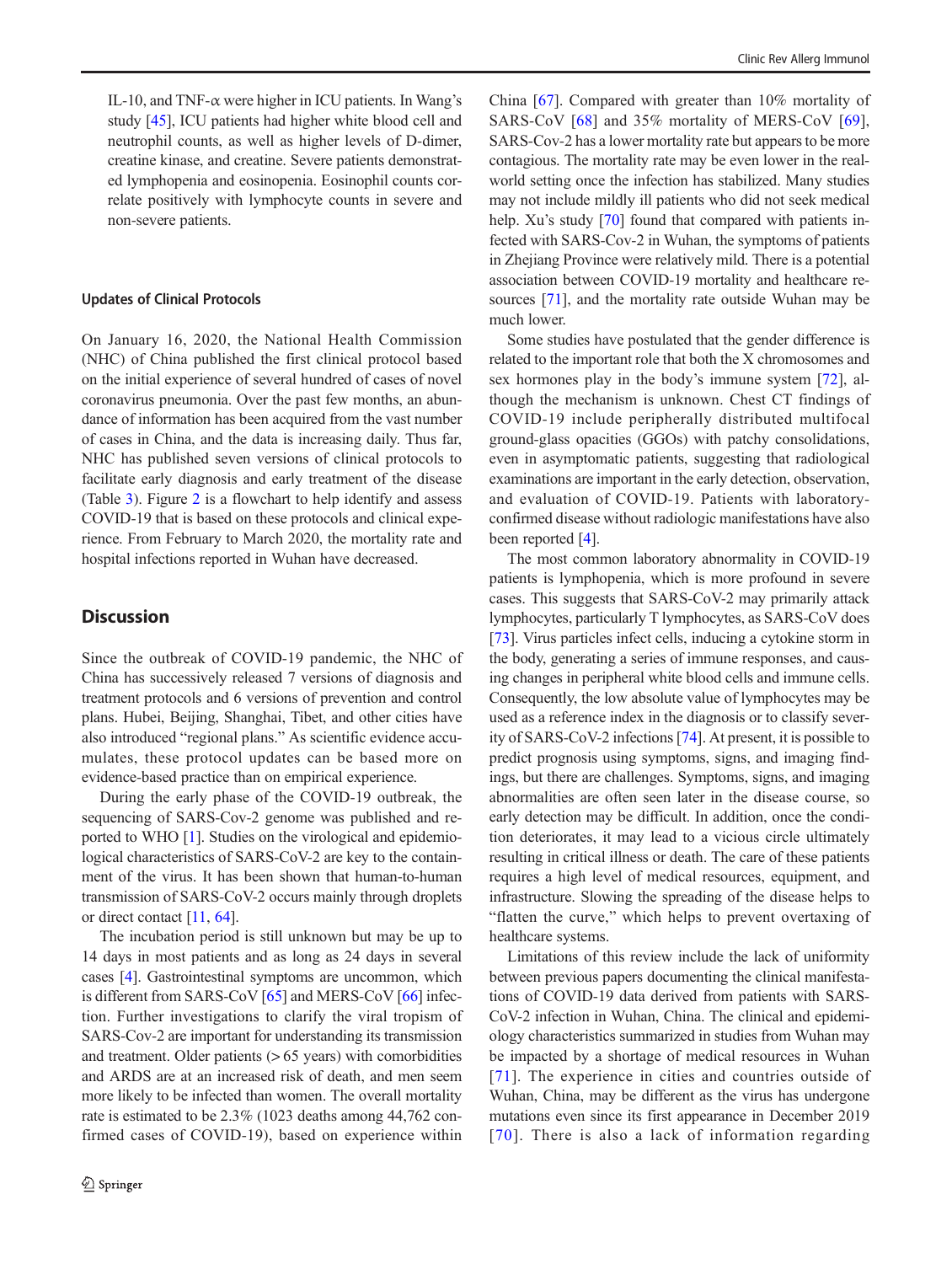IL-10, and TNF-α were higher in ICU patients. In Wang's study [45], ICU patients had higher white blood cell and neutrophil counts, as well as higher levels of D-dimer, creatine kinase, and creatine. Severe patients demonstrated lymphopenia and eosinopenia. Eosinophil counts correlate positively with lymphocyte counts in severe and non-severe patients.

### Updates of Clinical Protocols

On January 16, 2020, the National Health Commission (NHC) of China published the first clinical protocol based on the initial experience of several hundred of cases of novel coronavirus pneumonia. Over the past few months, an abundance of information has been acquired from the vast number of cases in China, and the data is increasing daily. Thus far, NHC has published seven versions of clinical protocols to facilitate early diagnosis and early treatment of the disease (Table 3). Figure 2 is a flowchart to help identify and assess COVID-19 that is based on these protocols and clinical experience. From February to March 2020, the mortality rate and hospital infections reported in Wuhan have decreased.

## Discussion

Since the outbreak of COVID-19 pandemic, the NHC of China has successively released 7 versions of diagnosis and treatment protocols and 6 versions of prevention and control plans. Hubei, Beijing, Shanghai, Tibet, and other cities have also introduced "regional plans." As scientific evidence accumulates, these protocol updates can be based more on evidence-based practice than on empirical experience.

During the early phase of the COVID-19 outbreak, the sequencing of SARS-Cov-2 genome was published and reported to WHO [1]. Studies on the virological and epidemiological characteristics of SARS-CoV-2 are key to the containment of the virus. It has been shown that human-to-human transmission of SARS-CoV-2 occurs mainly through droplets or direct contact [11, 64].

The incubation period is still unknown but may be up to 14 days in most patients and as long as 24 days in several cases [4]. Gastrointestinal symptoms are uncommon, which is different from SARS-CoV [65] and MERS-CoV [66] infection. Further investigations to clarify the viral tropism of SARS-Cov-2 are important for understanding its transmission and treatment. Older patients (> 65 years) with comorbidities and ARDS are at an increased risk of death, and men seem more likely to be infected than women. The overall mortality rate is estimated to be 2.3% (1023 deaths among 44,762 confirmed cases of COVID-19), based on experience within China [67]. Compared with greater than 10% mortality of SARS-CoV [68] and 35% mortality of MERS-CoV [69], SARS-Cov-2 has a lower mortality rate but appears to be more contagious. The mortality rate may be even lower in the real-world setting once the infection has stabilized. Many studies may not include mildly ill patients who did not seek medical help. Xu's study [70] found that compared with patients infected with SARS-Cov-2 in Wuhan, the symptoms of patients in Zhejiang Province were relatively mild. There is a potential association between COVID-19 mortality and healthcare resources [71], and the mortality rate outside Wuhan may be much lower.

Some studies have postulated that the gender difference is related to the important role that both the X chromosomes and sex hormones play in the body's immune system [72], although the mechanism is unknown. Chest CT findings of COVID-19 include peripherally distributed multifocal ground-glass opacities (GGOs) with patchy consolidations, even in asymptomatic patients, suggesting that radiological examinations are important in the early detection, observation, and evaluation of COVID-19. Patients with laboratory-confirmed disease without radiologic manifestations have also been reported [4].

The most common laboratory abnormality in COVID-19 patients is lymphopenia, which is more profound in severe cases. This suggests that SARS-CoV-2 may primarily attack lymphocytes, particularly T lymphocytes, as SARS-CoV does [73]. Virus particles infect cells, inducing a cytokine storm in the body, generating a series of immune responses, and causing changes in peripheral white blood cells and immune cells. Consequently, the low absolute value of lymphocytes may be used as a reference index in the diagnosis or to classify severity of SARS-CoV-2 infections [74]. At present, it is possible to predict prognosis using symptoms, signs, and imaging findings, but there are challenges. Symptoms, signs, and imaging abnormalities are often seen later in the disease course, so early detection may be difficult. In addition, once the condition deteriorates, it may lead to a vicious circle ultimately resulting in critical illness or death. The care of these patients requires a high level of medical resources, equipment, and infrastructure. Slowing the spreading of the disease helps to "flatten the curve," which helps to prevent overtaxing of healthcare systems.

Limitations of this review include the lack of uniformity between previous papers documenting the clinical manifestations of COVID-19 data derived from patients with SARS-CoV-2 infection in Wuhan, China. The clinical and epidemiology characteristics summarized in studies from Wuhan may be impacted by a shortage of medical resources in Wuhan [71]. The experience in cities and countries outside of Wuhan, China, may be different as the virus has undergone mutations even since its first appearance in December 2019 [70]. There is also a lack of information regarding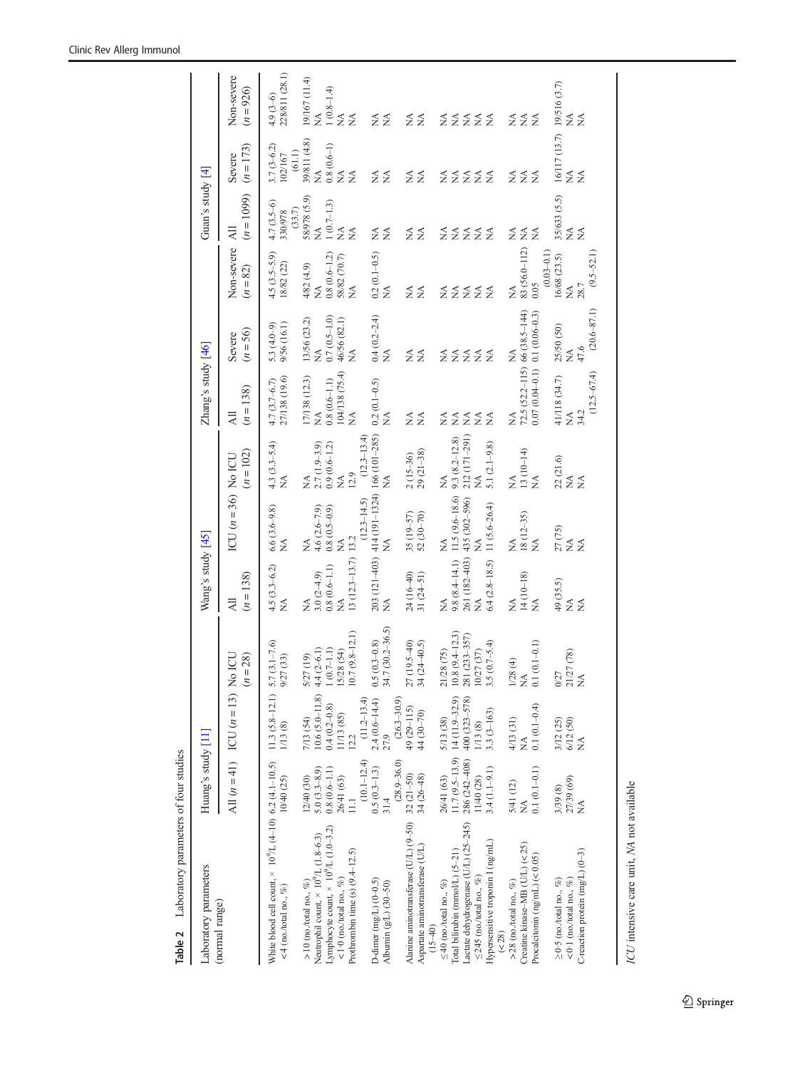**Table 2** Laboratory parameters of four studies

| Laboratory parameters (normal range) | Huang's study [11] | | | Wang's study [45] | | | Zhang's study [46] | | | Guan's study [4] | | |
|---|---|---|---|---|---|---|---|---|---|---|---|---|
| | All (*n* = 41) | ICU (*n* = 13) | No ICU (*n* = 28) | All (*n* = 138) | ICU (*n* = 36) | No ICU (*n* = 102) | All (*n* = 138) | Severe (*n* = 56) | Non-severe (*n* = 82) | All (*n* = 1099) | Severe (*n* = 173) | Non-severe (*n* = 926) |
| White blood cell count, × $10^9$/L (4–10) | 6.2 (4.1–10.5) | 11.3 (5.8–12.1) | 5.7 (3.1–7.6) | 4.5 (3.3–6.2) | 6.6 (3.6–9.8) | 4.3 (3.3–5.4) | 4.7 (3.7–6.7) | 5.3 (4.0–9) | 4.5 (3.5–5.9) | 4.7 (3.5–6) | 3.7 (3–6.2) | 4.9 (3–6) |
| <4 (no./total no., %) | 10/40 (25) | 1/13 (8) | 9/27 (33) | NA | NA | NA | 27/138 (19.6) | 9/56 (16.1) | 18/82 (22) | 330/978 (33.7) | 102/167 (61.1) | 228/811 (28.1) |
| >10 (no./total no., %) | 12/40 (30) | 7/13 (54) | 5/27 (19) | NA | NA | NA | 17/138 (12.3) | 13/56 (23.2) | 4/82 (4.9) | 58/978 (5.9) | 39/811 (4.8) | 19/167 (11.4) |
| Neutrophil count, × $10^9$/L (1.8–6.3) | 5.0 (3.3–8.9) | 10.6 (5.0–11.8) | 4.4 (2–6.1) | 3.0 (2–4.9) | 4.6 (2.6–7.9) | 2.7 (1.9–3.9) | NA | NA | NA | NA | NA | NA |
| Lymphocyte count, × $10^9$/L (1.0–3.2) | 0.8 (0.6–1.1) | 0.4 (0.2–0.8) | 1 (0.7–1.1) | 0.8 (0.6–1.1) | 0.8 (0.5–0.9) | 0.9 (0.6–1.2) | 0.8 (0.6–1.1) | 0.7 (0.5–1.0) | 0.8 (0.6–1.2) | 1 (0.7–1.3) | 0.8 (0.6–1) | 1 (0.8–1.4) |
| <1·0 (no./total no., %) | 26/41 (63) | 11/13 (85) | 15/28 (54) | NA | NA | NA | 104/138 (75.4) | 46/56 (82.1) | 58/82 (70.7) | NA | NA | NA |
| Prothrombin time (s) (9.4–12.5) | 11.1 (10.1–12.4) | 12.2 (11.2–13.4) | 10.7 (9.8–12.1) | 13 (12.3–13.7) | 13.2 (12.3–14.5) | 12.9 (12.3–13.4) | NA | NA | NA | NA | NA | NA |
| D-dimer (mg/L) (0–0.5) | 0.5 (0.3–1.3) | 2.4 (0.6–14.4) | 0.5 (0.3–0.8) | 203 (121–403) | 414 (191–1324) | 166 (101–285) | 0.2 (0.1–0.5) | 0.4 (0.2–2.4) | 0.2 (0.1–0.5) | NA | NA | NA |
| Albumin (g/L) (30–50) | 31.4 (28.9–36.0) | 27.9 (26.3–30.9) | 34.7 (30.2–36.5) | NA | NA | NA | NA | NA | NA | NA | NA | NA |
| Alanine aminotransferase (U/L) (9–50) | 32 (21–50) | 49 (29–115) | 27 (19.5–40) | 24 (16–40) | 35 (19–57) | 2 (15–36) | NA | NA | NA | NA | NA | NA |
| Aspartate aminotransferase (U/L) (15–40) | 34 (26–48) | 44 (30–70) | 34 (24–40.5) | 31 (24–51) | 52 (30–70) | 29 (21–38) | NA | NA | NA | NA | NA | NA |
| ≤40 (no./total no., %) | 26/41 (63) | 5/13 (38) | 21/28 (75) | NA | NA | NA | NA | NA | NA | NA | NA | NA |
| Total bilirubin (mmol/L) (5–21) | 11.7 (9.5–13.9) | 14 (11.9–32.9) | 10.8 (9.4–12.3) | 9.8 (8.4–14.1) | 11.5 (9.6–18.6) | 9.3 (8.2–12.8) | NA | NA | NA | NA | NA | NA |
| Lactate dehydrogenase (U/L) (25–245) | 286 (242–408) | 400 (323–578) | 281 (233–357) | 261 (182–403) | 435 (302–596) | 212 (171–291) | NA | NA | NA | NA | NA | NA |
| ≤245 (no./total no., %) | 11/40 (28) | 1/13 (8) | 10/27 (37) | NA | NA | NA | NA | NA | NA | NA | NA | NA |
| Hypersensitive troponin I (ng/mL) (<28) | 3.4 (1.1–9.1) | 3.3 (3–163) | 3.5 (0.7–5.4) | 6.4 (2.8–18.5) | 11 (5.6–26.4) | 5.1 (2.1–9.8) | NA | NA | NA | NA | NA | NA |
| >28 (no./total no., %) | 5/41 (12) | 4/13 (31) | 1/28 (4) | NA | NA | NA | NA | NA | NA | NA | NA | NA |
| Creatine kinase-MB (U/L) (<25) | NA | NA | NA | 14 (10–18) | 18 (12–35) | 13 (10–14) | 72.5 (52.2–115) | 66 (38.5–144) | 83 (56.0–112) | NA | NA | NA |
| Procalcitonin (ng/mL) (<0.05) | 0.1 (0.1–0.1) | 0.1 (0.1–0.4) | 0.1 (0.1–0.1) | NA | NA | NA | 0.07 (0.04–0.1) | 0.1 (0.06–0.3) | 0.05 (0.03–0.1) | NA | NA | NA |
| ≥0·5 (no./total no., %) | 3/39 (8) | 3/12 (25) | 0/27 | 49 (35.5) | 27 (75) | 22 (21.6) | 41/118 (34.7) | 25/50 (50) | 16/68 (23.5) | 35/633 (5.5) | 16/117 (13.7) | 19/516 (3.7) |
| <0·1 (no./total no., %) | 27/39 (69) | 6/12 (50) | 21/27 (78) | NA | NA | NA | NA | NA | NA | NA | NA | NA |
| C-reaction protein (mg/L) (0–3) | NA | NA | NA | NA | NA | NA | 34.2 (12.5–67.4) | 47.6 (20.6–87.1) | 28.7 (9.5–52.1) | NA | NA | NA |

*ICU* intensive care unit, *NA* not available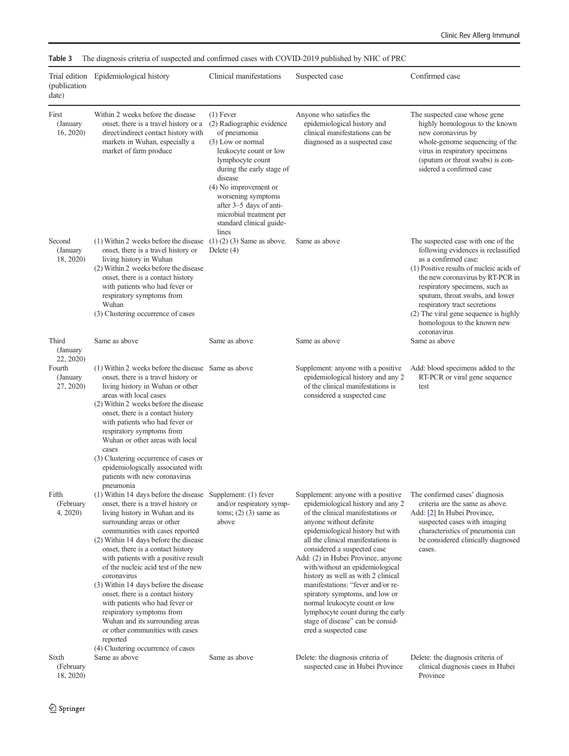**Table 3** The diagnosis criteria of suspected and confirmed cases with COVID-2019 published by NHC of PRC

| Trial edition (publication date) | Epidemiological history | Clinical manifestations | Suspected case | Confirmed case |
|---|---|---|---|---|
| First (January 16, 2020) | Within 2 weeks before the disease onset, there is a travel history or a direct/indirect contact history with markets in Wuhan, especially a market of farm produce | (1) Fever<br>(2) Radiographic evidence of pneumonia<br>(3) Low or normal leukocyte count or low lymphocyte count during the early stage of disease<br>(4) No improvement or worsening symptoms after 3–5 days of anti-microbial treatment per standard clinical guidelines | Anyone who satisfies the epidemiological history and clinical manifestations can be diagnosed as a suspected case | The suspected case whose gene highly homologous to the known new coronavirus by whole-genome sequencing of the virus in respiratory specimens (sputum or throat swabs) is considered a confirmed case |
| Second (January 18, 2020) | (1) Within 2 weeks before the disease onset, there is a travel history or living history in Wuhan<br>(2) Within 2 weeks before the disease onset, there is a contact history with patients who had fever or respiratory symptoms from Wuhan<br>(3) Clustering occurrence of cases | (1) (2) (3) Same as above. Delete (4) | Same as above | The suspected case with one of the following evidences is reclassified as a confirmed case:<br>(1) Positive results of nucleic acids of the new coronavirus by RT-PCR in respiratory specimens, such as sputum, throat swabs, and lower respiratory tract secretions<br>(2) The viral gene sequence is highly homologous to the known new coronavirus |
| Third (January 22, 2020) | Same as above | Same as above | Same as above | Same as above |
| Fourth (January 27, 2020) | (1) Within 2 weeks before the disease onset, there is a travel history or living history in Wuhan or other areas with local cases<br>(2) Within 2 weeks before the disease onset, there is a contact history with patients who had fever or respiratory symptoms from Wuhan or other areas with local cases<br>(3) Clustering occurrence of cases or epidemiologically associated with patients with new coronavirus pneumonia | Same as above | Supplement: anyone with a positive epidemiological history and any 2 of the clinical manifestations is considered a suspected case | Add: blood specimens added to the RT-PCR or viral gene sequence test |
| Fifth (February 4, 2020) | (1) Within 14 days before the disease onset, there is a travel history or living history in Wuhan and its surrounding areas or other communities with cases reported<br>(2) Within 14 days before the disease onset, there is a contact history with patients with a positive result of the nucleic acid test of the new coronavirus<br>(3) Within 14 days before the disease onset, there is a contact history with patients who had fever or respiratory symptoms from Wuhan and its surrounding areas or other communities with cases reported<br>(4) Clustering occurrence of cases | Supplement: (1) fever and/or respiratory symptoms; (2) (3) same as above | Supplement: anyone with a positive epidemiological history and any 2 of the clinical manifestations or anyone without definite epidemiological history but with all the clinical manifestations is considered a suspected case<br>Add: (2) in Hubei Province, anyone with/without an epidemiological history as well as with 2 clinical manifestations: "fever and/or respiratory symptoms, and low or normal leukocyte count or low lymphocyte count during the early stage of disease" can be considered a suspected case | The confirmed cases' diagnosis criteria are the same as above.<br>Add: [2] In Hubei Province, suspected cases with imaging characteristics of pneumonia can be considered clinically diagnosed cases. |
| Sixth (February 18, 2020) | Same as above | Same as above | Delete: the diagnosis criteria of suspected case in Hubei Province | Delete: the diagnosis criteria of clinical diagnosis cases in Hubei Province |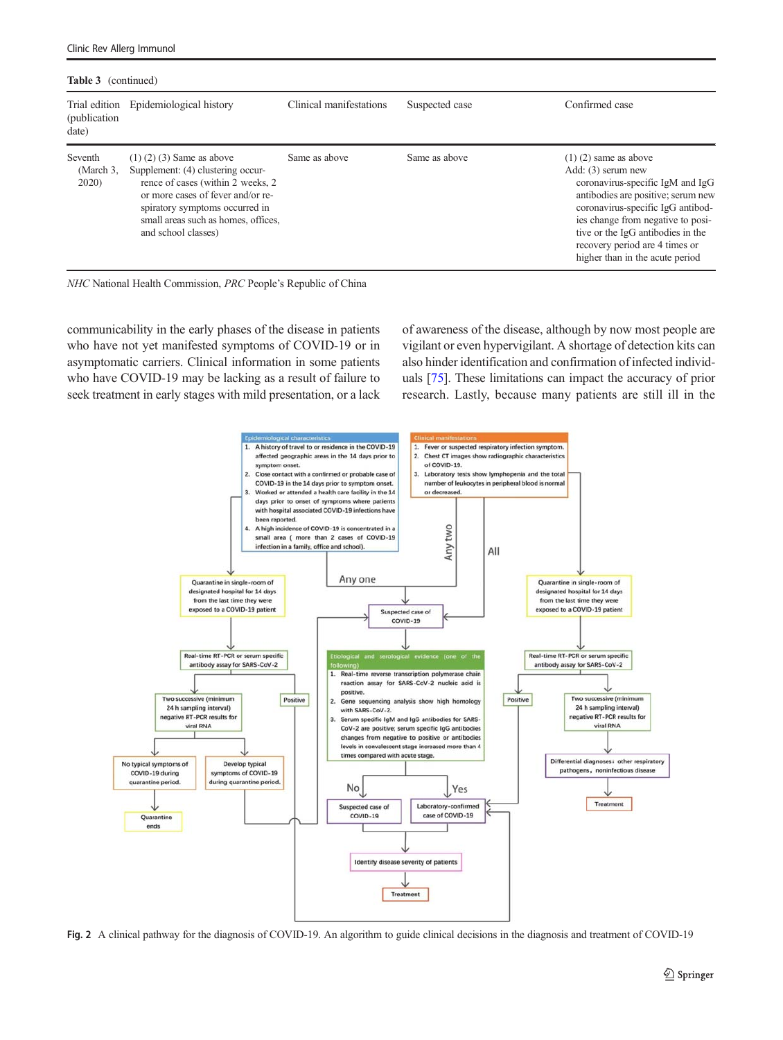**Table 3** (continued)

| Trial edition (publication date) | Epidemiological history | Clinical manifestations | Suspected case | Confirmed case |
|---|---|---|---|---|
| Seventh (March 3, 2020) | (1) (2) (3) Same as above Supplement: (4) clustering occurrence of cases (within 2 weeks, 2 or more cases of fever and/or respiratory symptoms occurred in small areas such as homes, offices, and school classes) | Same as above | Same as above | (1) (2) same as above Add: (3) serum new coronavirus-specific IgM and IgG antibodies are positive; serum new coronavirus-specific IgG antibodies change from negative to positive or the IgG antibodies in the recovery period are 4 times or higher than in the acute period |

*NHC* National Health Commission, *PRC* People's Republic of China

communicability in the early phases of the disease in patients who have not yet manifested symptoms of COVID-19 or in asymptomatic carriers. Clinical information in some patients who have COVID-19 may be lacking as a result of failure to seek treatment in early stages with mild presentation, or a lack of awareness of the disease, although by now most people are vigilant or even hypervigilant. A shortage of detection kits can also hinder identification and confirmation of infected individuals [75]. These limitations can impact the accuracy of prior research. Lastly, because many patients are still ill in the

**Fig. 2** A clinical pathway for the diagnosis of COVID-19. An algorithm to guide clinical decisions in the diagnosis and treatment of COVID-19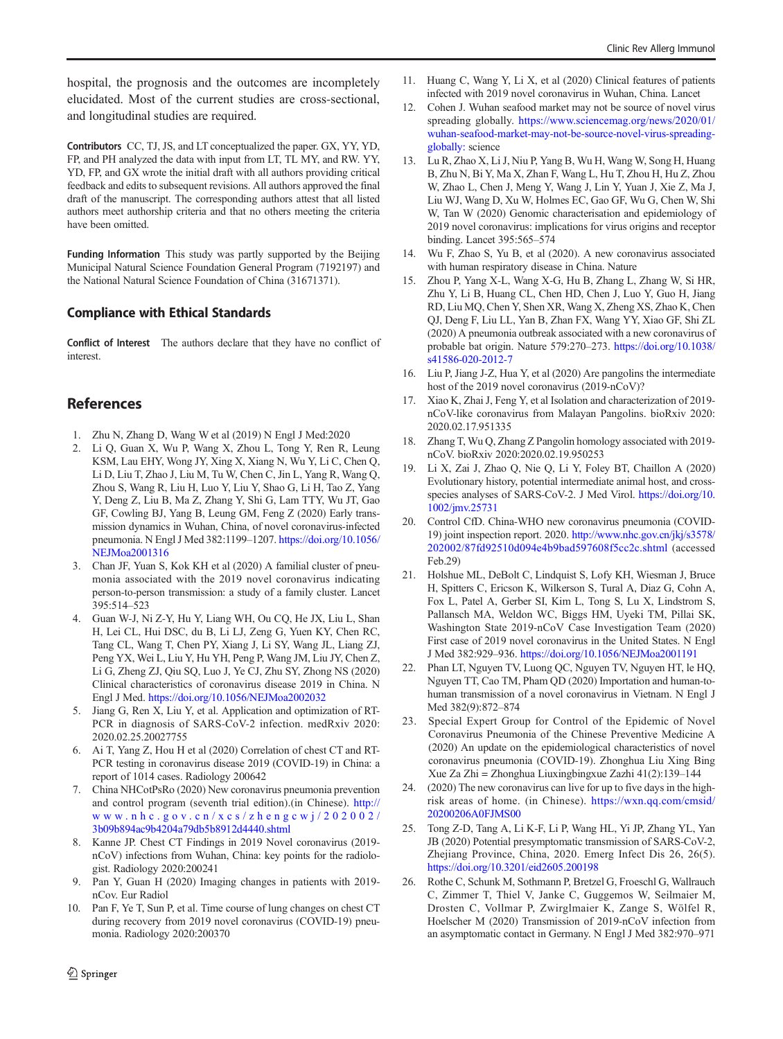hospital, the prognosis and the outcomes are incompletely elucidated. Most of the current studies are cross-sectional, and longitudinal studies are required.

**Contributors** CC, TJ, JS, and LT conceptualized the paper. GX, YY, YD, FP, and PH analyzed the data with input from LT, TL MY, and RW. YY, YD, FP, and GX wrote the initial draft with all authors providing critical feedback and edits to subsequent revisions. All authors approved the final draft of the manuscript. The corresponding authors attest that all listed authors meet authorship criteria and that no others meeting the criteria have been omitted.

**Funding Information** This study was partly supported by the Beijing Municipal Natural Science Foundation General Program (7192197) and the National Natural Science Foundation of China (31671371).

## Compliance with Ethical Standards

**Conflict of Interest** The authors declare that they have no conflict of interest.

## References

1. Zhu N, Zhang D, Wang W et al (2019) N Engl J Med:2020
2. Li Q, Guan X, Wu P, Wang X, Zhou L, Tong Y, Ren R, Leung KSM, Lau EHY, Wong JY, Xing X, Xiang N, Wu Y, Li C, Chen Q, Li D, Liu T, Zhao J, Liu M, Tu W, Chen C, Jin L, Yang R, Wang Q, Zhou S, Wang R, Liu H, Luo Y, Liu Y, Shao G, Li H, Tao Z, Yang Y, Deng Z, Liu B, Ma Z, Zhang Y, Shi G, Lam TTY, Wu JT, Gao GF, Cowling BJ, Yang B, Leung GM, Feng Z (2020) Early transmission dynamics in Wuhan, China, of novel coronavirus-infected pneumonia. N Engl J Med 382:1199–1207. https://doi.org/10.1056/NEJMoa2001316
3. Chan JF, Yuan S, Kok KH et al (2020) A familial cluster of pneumonia associated with the 2019 novel coronavirus indicating person-to-person transmission: a study of a family cluster. Lancet 395:514–523
4. Guan W-J, Ni Z-Y, Hu Y, Liang WH, Ou CQ, He JX, Liu L, Shan H, Lei CL, Hui DSC, du B, Li LJ, Zeng G, Yuen KY, Chen RC, Tang CL, Wang T, Chen PY, Xiang J, Li SY, Wang JL, Liang ZJ, Peng YX, Wei L, Liu Y, Hu YH, Peng P, Wang JM, Liu JY, Chen Z, Li G, Zheng ZJ, Qiu SQ, Luo J, Ye CJ, Zhu SY, Zhong NS (2020) Clinical characteristics of coronavirus disease 2019 in China. N Engl J Med. https://doi.org/10.1056/NEJMoa2002032
5. Jiang G, Ren X, Liu Y, et al. Application and optimization of RT-PCR in diagnosis of SARS-CoV-2 infection. medRxiv 2020: 2020.02.25.20027755
6. Ai T, Yang Z, Hou H et al (2020) Correlation of chest CT and RT-PCR testing in coronavirus disease 2019 (COVID-19) in China: a report of 1014 cases. Radiology 200642
7. China NHCotPsRo (2020) New coronavirus pneumonia prevention and control program (seventh trial edition).(in Chinese). http://www.nhc.gov.cn/xcs/zhengcwj/202002/3b09b894ac9b4204a79db5b8912d4440.shtml
8. Kanne JP. Chest CT Findings in 2019 Novel coronavirus (2019-nCoV) infections from Wuhan, China: key points for the radiologist. Radiology 2020:200241
9. Pan Y, Guan H (2020) Imaging changes in patients with 2019-nCov. Eur Radiol
10. Pan F, Ye T, Sun P, et al. Time course of lung changes on chest CT during recovery from 2019 novel coronavirus (COVID-19) pneumonia. Radiology 2020:200370
11. Huang C, Wang Y, Li X, et al (2020) Clinical features of patients infected with 2019 novel coronavirus in Wuhan, China. Lancet
12. Cohen J. Wuhan seafood market may not be source of novel virus spreading globally. https://www.sciencemag.org/news/2020/01/wuhan-seafood-market-may-not-be-source-novel-virus-spreading-globally: science
13. Lu R, Zhao X, Li J, Niu P, Yang B, Wu H, Wang W, Song H, Huang B, Zhu N, Bi Y, Ma X, Zhan F, Wang L, Hu T, Zhou H, Hu Z, Zhou W, Zhao L, Chen J, Meng Y, Wang J, Lin Y, Yuan J, Xie Z, Ma J, Liu WJ, Wang D, Xu W, Holmes EC, Gao GF, Wu G, Chen W, Shi W, Tan W (2020) Genomic characterisation and epidemiology of 2019 novel coronavirus: implications for virus origins and receptor binding. Lancet 395:565–574
14. Wu F, Zhao S, Yu B, et al (2020). A new coronavirus associated with human respiratory disease in China. Nature
15. Zhou P, Yang X-L, Wang X-G, Hu B, Zhang L, Zhang W, Si HR, Zhu Y, Li B, Huang CL, Chen HD, Chen J, Luo Y, Guo H, Jiang RD, Liu MQ, Chen Y, Shen XR, Wang X, Zheng XS, Zhao K, Chen QJ, Deng F, Liu LL, Yan B, Zhan FX, Wang YY, Xiao GF, Shi ZL (2020) A pneumonia outbreak associated with a new coronavirus of probable bat origin. Nature 579:270–273. https://doi.org/10.1038/s41586-020-2012-7
16. Liu P, Jiang J-Z, Hua Y, et al (2020) Are pangolins the intermediate host of the 2019 novel coronavirus (2019-nCoV)?
17. Xiao K, Zhai J, Feng Y, et al Isolation and characterization of 2019-nCoV-like coronavirus from Malayan Pangolins. bioRxiv 2020: 2020.02.17.951335
18. Zhang T, Wu Q, Zhang Z Pangolin homology associated with 2019-nCoV. bioRxiv 2020:2020.02.19.950253
19. Li X, Zai J, Zhao Q, Nie Q, Li Y, Foley BT, Chaillon A (2020) Evolutionary history, potential intermediate animal host, and cross-species analyses of SARS-CoV-2. J Med Virol. https://doi.org/10.1002/jmv.25731
20. Control CfD. China-WHO new coronavirus pneumonia (COVID-19) joint inspection report. 2020. http://www.nhc.gov.cn/jkj/s3578/202002/87fd92510d094e4b9bad597608f5cc2c.shtml (accessed Feb.29)
21. Holshue ML, DeBolt C, Lindquist S, Lofy KH, Wiesman J, Bruce H, Spitters C, Ericson K, Wilkerson S, Tural A, Diaz G, Cohn A, Fox L, Patel A, Gerber SI, Kim L, Tong S, Lu X, Lindstrom S, Pallansch MA, Weldon WC, Biggs HM, Uyeki TM, Pillai SK, Washington State 2019-nCoV Case Investigation Team (2020) First case of 2019 novel coronavirus in the United States. N Engl J Med 382:929–936. https://doi.org/10.1056/NEJMoa2001191
22. Phan LT, Nguyen TV, Luong QC, Nguyen TV, Nguyen HT, le HQ, Nguyen TT, Cao TM, Pham QD (2020) Importation and human-to-human transmission of a novel coronavirus in Vietnam. N Engl J Med 382(9):872–874
23. Special Expert Group for Control of the Epidemic of Novel Coronavirus Pneumonia of the Chinese Preventive Medicine A (2020) An update on the epidemiological characteristics of novel coronavirus pneumonia (COVID-19). Zhonghua Liu Xing Bing Xue Za Zhi = Zhonghua Liuxingbingxue Zazhi 41(2):139–144
24. (2020) The new coronavirus can live for up to five days in the high-risk areas of home. (in Chinese). https://wxn.qq.com/cmsid/20200206A0FJMS00
25. Tong Z-D, Tang A, Li K-F, Li P, Wang HL, Yi JP, Zhang YL, Yan JB (2020) Potential presymptomatic transmission of SARS-CoV-2, Zhejiang Province, China, 2020. Emerg Infect Dis 26, 26(5). https://doi.org/10.3201/eid2605.200198
26. Rothe C, Schunk M, Sothmann P, Bretzel G, Froeschl G, Wallrauch C, Zimmer T, Thiel V, Janke C, Guggemos W, Seilmaier M, Drosten C, Vollmar P, Zwirglmaier K, Zange S, Wölfel R, Hoelscher M (2020) Transmission of 2019-nCoV infection from an asymptomatic contact in Germany. N Engl J Med 382:970–971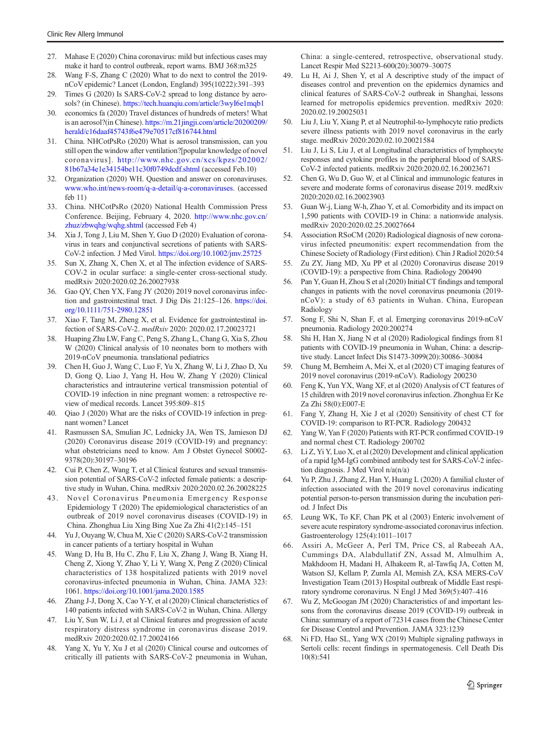27. Mahase E (2020) China coronavirus: mild but infectious cases may make it hard to control outbreak, report warns. BMJ 368:m325
28. Wang F-S, Zhang C (2020) What to do next to control the 2019-nCoV epidemic? Lancet (London, England) 395(10222):391–393
29. Times G (2020) Is SARS-CoV-2 spread to long distance by aerosols? (in Chinese). https://tech.huanqiu.com/article/3wyI6e1mqb1
30. economics fa (2020) Travel distances of hundreds of meters! What is an aerosol?(in Chinese). https://m.21jingji.com/article/20200209/herald/c16daaf45743f6e479e70517cf816744.html
31. China. NHCotPsRo (2020) What is aerosol transmission, can you still open the window after ventilation?[popular knowledge of novel coronavirus]. http://www.nhc.gov.cn/xcs/kpzs/202002/81b67a34e1e34154be11c30f0749dcdf.shtml (accessed Feb.10)
32. Organization (2020) WH. Question and answer on coronaviruses. www.who.int/news-room/q-a-detail/q-a-coronaviruses. (accessed feb 11)
33. China. NHCotPsRo (2020) National Health Commission Press Conference. Beijing, February 4, 2020. http://www.nhc.gov.cn/zhuz/zbwqhg/wqhg.shtml (accessed Feb 4)
34. Xia J, Tong J, Liu M, Shen Y, Guo D (2020) Evaluation of coronavirus in tears and conjunctival secretions of patients with SARS-CoV-2 infection. J Med Virol. https://doi.org/10.1002/jmv.25725
35. Sun X, Zhang X, Chen X, et al The infection evidence of SARS-COV-2 in ocular surface: a single-center cross-sectional study. medRxiv 2020:2020.02.26.20027938
36. Gao QY, Chen YX, Fang JY (2020) 2019 novel coronavirus infection and gastrointestinal tract. J Dig Dis 21:125–126. https://doi.org/10.1111/751-2980.12851
37. Xiao F, Tang M, Zheng X, et al. Evidence for gastrointestinal infection of SARS-CoV-2. *medRxiv* 2020: 2020.02.17.20023721
38. Huaping Zhu LW, Fang C, Peng S, Zhang L, Chang G, Xia S, Zhou W (2020) Clinical analysis of 10 neonates born to mothers with 2019-nCoV pneumonia. translational pediatrics
39. Chen H, Guo J, Wang C, Luo F, Yu X, Zhang W, Li J, Zhao D, Xu D, Gong Q, Liao J, Yang H, Hou W, Zhang Y (2020) Clinical characteristics and intrauterine vertical transmission potential of COVID-19 infection in nine pregnant women: a retrospective review of medical records. Lancet 395:809–815
40. Qiao J (2020) What are the risks of COVID-19 infection in pregnant women? Lancet
41. Rasmussen SA, Smulian JC, Lednicky JA, Wen TS, Jamieson DJ (2020) Coronavirus disease 2019 (COVID-19) and pregnancy: what obstetricians need to know. Am J Obstet Gynecol S0002-9378(20):30197–30196
42. Cui P, Chen Z, Wang T, et al Clinical features and sexual transmission potential of SARS-CoV-2 infected female patients: a descriptive study in Wuhan, China. medRxiv 2020:2020.02.26.20028225
43. Novel Coronavirus Pneumonia Emergency Response Epidemiology T (2020) The epidemiological characteristics of an outbreak of 2019 novel coronavirus diseases (COVID-19) in China. Zhonghua Liu Xing Bing Xue Za Zhi 41(2):145–151
44. Yu J, Ouyang W, Chua M, Xie C (2020) SARS-CoV-2 transmission in cancer patients of a tertiary hospital in Wuhan
45. Wang D, Hu B, Hu C, Zhu F, Liu X, Zhang J, Wang B, Xiang H, Cheng Z, Xiong Y, Zhao Y, Li Y, Wang X, Peng Z (2020) Clinical characteristics of 138 hospitalized patients with 2019 novel coronavirus-infected pneumonia in Wuhan, China. JAMA 323: 1061. https://doi.org/10.1001/jama.2020.1585
46. Zhang J-J, Dong X, Cao Y-Y, et al (2020) Clinical characteristics of 140 patients infected with SARS-CoV-2 in Wuhan, China. Allergy
47. Liu Y, Sun W, Li J, et al Clinical features and progression of acute respiratory distress syndrome in coronavirus disease 2019. medRxiv 2020:2020.02.17.20024166
48. Yang X, Yu Y, Xu J et al (2020) Clinical course and outcomes of critically ill patients with SARS-CoV-2 pneumonia in Wuhan, China: a single-centered, retrospective, observational study. Lancet Respir Med S2213-600(20):30079–30075
49. Lu H, Ai J, Shen Y, et al A descriptive study of the impact of diseases control and prevention on the epidemics dynamics and clinical features of SARS-CoV-2 outbreak in Shanghai, lessons learned for metropolis epidemics prevention. medRxiv 2020: 2020.02.19.20025031
50. Liu J, Liu Y, Xiang P, et al Neutrophil-to-lymphocyte ratio predicts severe illness patients with 2019 novel coronavirus in the early stage. medRxiv 2020:2020.02.10.20021584
51. Liu J, Li S, Liu J, et al Longitudinal characteristics of lymphocyte responses and cytokine profiles in the peripheral blood of SARS-CoV-2 infected patients. medRxiv 2020:2020.02.16.20023671
52. Chen G, Wu D, Guo W, et al Clinical and immunologic features in severe and moderate forms of coronavirus disease 2019. medRxiv 2020:2020.02.16.20023903
53. Guan W-j, Liang W-h, Zhao Y, et al. Comorbidity and its impact on 1,590 patients with COVID-19 in China: a nationwide analysis. medRxiv 2020:2020.02.25.20027664
54. Association RSoCM (2020) Radiological diagnosis of new coronavirus infected pneumonitis: expert recommendation from the Chinese Society of Radiology (First edition). Chin J Radiol 2020:54
55. Zu ZY, Jiang MD, Xu PP et al (2020) Coronavirus disease 2019 (COVID-19): a perspective from China. Radiology 200490
56. Pan Y, Guan H, Zhou S et al (2020) Initial CT findings and temporal changes in patients with the novel coronavirus pneumonia (2019-nCoV): a study of 63 patients in Wuhan. China, European Radiology
57. Song F, Shi N, Shan F, et al. Emerging coronavirus 2019-nCoV pneumonia. Radiology 2020:200274
58. Shi H, Han X, Jiang N et al (2020) Radiological findings from 81 patients with COVID-19 pneumonia in Wuhan, China: a descriptive study. Lancet Infect Dis S1473-3099(20):30086–30084
59. Chung M, Bernheim A, Mei X, et al (2020) CT imaging features of 2019 novel coronavirus (2019-nCoV). Radiology 200230
60. Feng K, Yun YX, Wang XF, et al (2020) Analysis of CT features of 15 children with 2019 novel coronavirus infection. Zhonghua Er Ke Za Zhi 58(0):E007-E
61. Fang Y, Zhang H, Xie J et al (2020) Sensitivity of chest CT for COVID-19: comparison to RT-PCR. Radiology 200432
62. Yang W, Yan F (2020) Patients with RT-PCR confirmed COVID-19 and normal chest CT. Radiology 200702
63. Li Z, Yi Y, Luo X, et al (2020) Development and clinical application of a rapid IgM-IgG combined antibody test for SARS-CoV-2 infection diagnosis. J Med Virol n/a(n/a)
64. Yu P, Zhu J, Zhang Z, Han Y, Huang L (2020) A familial cluster of infection associated with the 2019 novel coronavirus indicating potential person-to-person transmission during the incubation period. J Infect Dis
65. Leung WK, To KF, Chan PK et al (2003) Enteric involvement of severe acute respiratory syndrome-associated coronavirus infection. Gastroenterology 125(4):1011–1017
66. Assiri A, McGeer A, Perl TM, Price CS, al Rabeeah AA, Cummings DA, Alabdullatif ZN, Assad M, Almulhim A, Makhdoom H, Madani H, Alhakeem R, al-Tawfiq JA, Cotten M, Watson SJ, Kellam P, Zumla AI, Memish ZA, KSA MERS-CoV Investigation Team (2013) Hospital outbreak of Middle East respiratory syndrome coronavirus. N Engl J Med 369(5):407–416
67. Wu Z, McGoogan JM (2020) Characteristics of and important lessons from the coronavirus disease 2019 (COVID-19) outbreak in China: summary of a report of 72314 cases from the Chinese Center for Disease Control and Prevention. JAMA 323:1239
68. Ni FD, Hao SL, Yang WX (2019) Multiple signaling pathways in Sertoli cells: recent findings in spermatogenesis. Cell Death Dis 10(8):541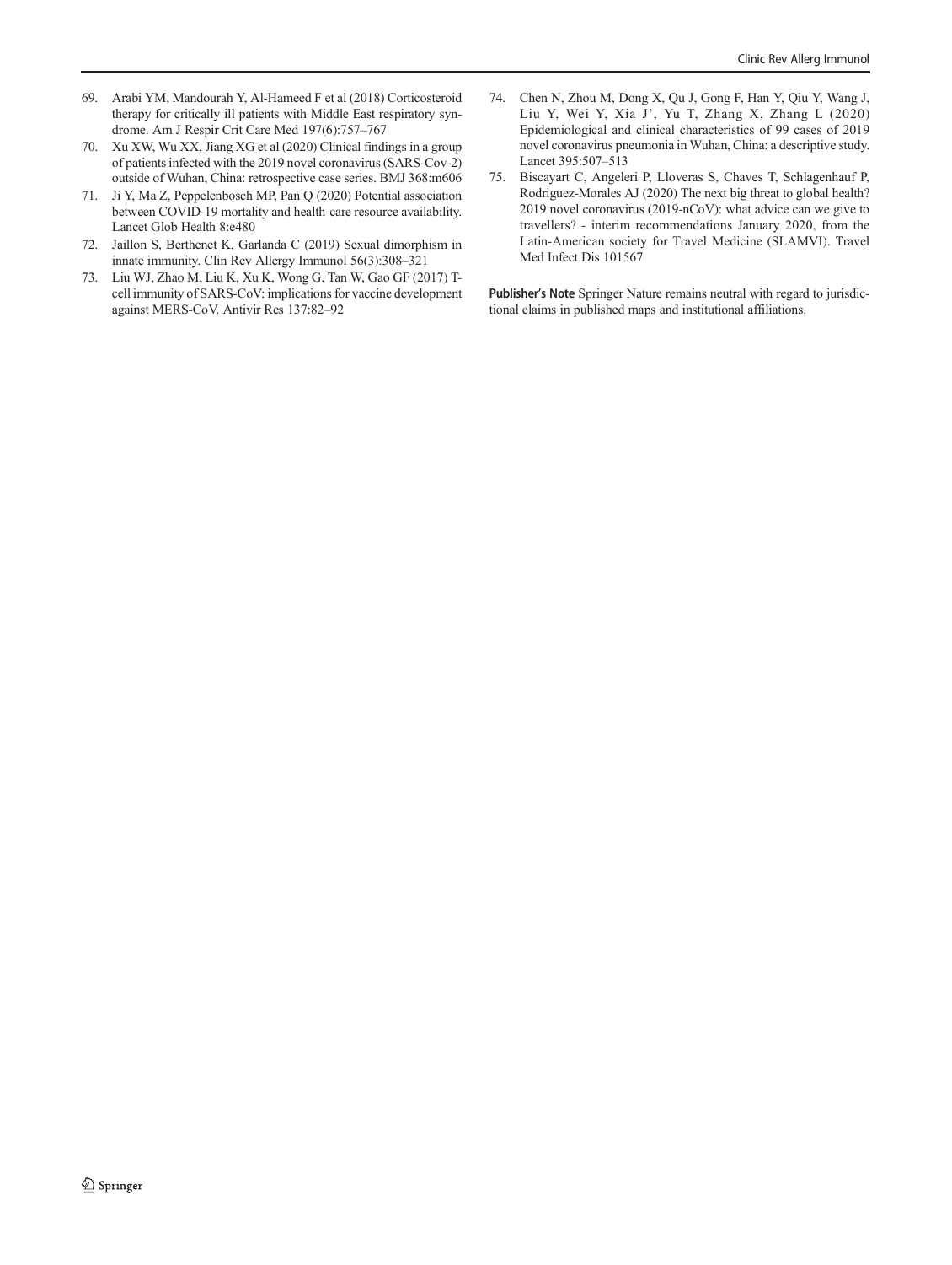69. Arabi YM, Mandourah Y, Al-Hameed F et al (2018) Corticosteroid therapy for critically ill patients with Middle East respiratory syndrome. Am J Respir Crit Care Med 197(6):757–767
70. Xu XW, Wu XX, Jiang XG et al (2020) Clinical findings in a group of patients infected with the 2019 novel coronavirus (SARS-Cov-2) outside of Wuhan, China: retrospective case series. BMJ 368:m606
71. Ji Y, Ma Z, Peppelenbosch MP, Pan Q (2020) Potential association between COVID-19 mortality and health-care resource availability. Lancet Glob Health 8:e480
72. Jaillon S, Berthenet K, Garlanda C (2019) Sexual dimorphism in innate immunity. Clin Rev Allergy Immunol 56(3):308–321
73. Liu WJ, Zhao M, Liu K, Xu K, Wong G, Tan W, Gao GF (2017) T-cell immunity of SARS-CoV: implications for vaccine development against MERS-CoV. Antivir Res 137:82–92
74. Chen N, Zhou M, Dong X, Qu J, Gong F, Han Y, Qiu Y, Wang J, Liu Y, Wei Y, Xia J', Yu T, Zhang X, Zhang L (2020) Epidemiological and clinical characteristics of 99 cases of 2019 novel coronavirus pneumonia in Wuhan, China: a descriptive study. Lancet 395:507–513
75. Biscayart C, Angeleri P, Lloveras S, Chaves T, Schlagenhauf P, Rodriguez-Morales AJ (2020) The next big threat to global health? 2019 novel coronavirus (2019-nCoV): what advice can we give to travellers? - interim recommendations January 2020, from the Latin-American society for Travel Medicine (SLAMVI). Travel Med Infect Dis 101567

**Publisher's Note** Springer Nature remains neutral with regard to jurisdictional claims in published maps and institutional affiliations.